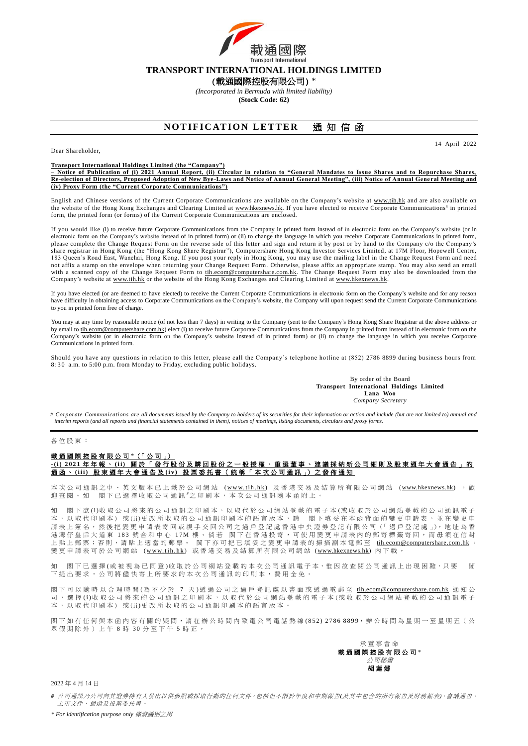載通國際
Transport International

# TRANSPORT INTERNATIONAL HOLDINGS LIMITED

**(載通國際控股有限公司)** *

*(Incorporated in Bermuda with limited liability)*

**(Stock Code: 62)**

## NOTIFICATION LETTER 通知信函

Dear Shareholder,

14 April 2022

**Transport International Holdings Limited (the "Company")**
**– Notice of Publication of (i) 2021 Annual Report, (ii) Circular in relation to "General Mandates to Issue Shares and to Repurchase Shares, Re-election of Directors, Proposed Adoption of New Bye-Laws and Notice of Annual General Meeting", (iii) Notice of Annual General Meeting and (iv) Proxy Form (the "Current Corporate Communications")**

English and Chinese versions of the Current Corporate Communications are available on the Company's website at www.tih.hk and are also available on the website of the Hong Kong Exchanges and Clearing Limited at www.hkexnews.hk. If you have elected to receive Corporate Communications# in printed form, the printed form (or forms) of the Current Corporate Communications are enclosed.

If you would like (i) to receive future Corporate Communications from the Company in printed form instead of in electronic form on the Company's website (or in electronic form on the Company's website instead of in printed form) or (ii) to change the language in which you receive Corporate Communications in printed form, please complete the Change Request Form on the reverse side of this letter and sign and return it by post or by hand to the Company c/o the Company's share registrar in Hong Kong (the "Hong Kong Share Registrar"), Computershare Hong Kong Investor Services Limited, at 17M Floor, Hopewell Centre, 183 Queen's Road East, Wanchai, Hong Kong. If you post your reply in Hong Kong, you may use the mailing label in the Change Request Form and need not affix a stamp on the envelope when returning your Change Request Form. Otherwise, please affix an appropriate stamp. You may also send an email with a scanned copy of the Change Request Form to tih.ecom@computershare.com.hk. The Change Request Form may also be downloaded from the Company's website at www.tih.hk or the website of the Hong Kong Exchanges and Clearing Limited at www.hkexnews.hk.

If you have elected (or are deemed to have elected) to receive the Current Corporate Communications in electronic form on the Company's website and for any reason have difficulty in obtaining access to Corporate Communications on the Company's website, the Company will upon request send the Current Corporate Communications to you in printed form free of charge.

You may at any time by reasonable notice (of not less than 7 days) in writing to the Company (sent to the Company's Hong Kong Share Registrar at the above address or by email to tih.ecom@computershare.com.hk) elect (i) to receive future Corporate Communications from the Company in printed form instead of in electronic form on the Company's website (or in electronic form on the Company's website instead of in printed form) or (ii) to change the language in which you receive Corporate Communications in printed form.

Should you have any questions in relation to this letter, please call the Company's telephone hotline at (852) 2786 8899 during business hours from 8:30 a.m. to 5:00 p.m. from Monday to Friday, excluding public holidays.

By order of the Board
**Transport International Holdings Limited**
**Lana Woo**
*Company Secretary*

*# Corporate Communications are all documents issued by the Company to holders of its securities for their information or action and include (but are not limited to) annual and interim reports (and all reports and financial statements contained in them), notices of meetings, listing documents, circulars and proxy forms.*

---

各位股東：

**載通國際控股有限公司*（「公司」）**
**-(i) 2021年年報、(ii) 關於「發行股份及購回股份之一般授權、重選董事、建議採納新公司細則及股東週年大會通告」的通函、(iii) 股東週年大會通告及(iv) 投票委托書（統稱「本次公司通訊」）之發佈通知**

本次公司通訊之中、英文版本已上載於公司網站 (www.tih.hk) 及香港交易及結算所有限公司網站 (www.hkexnews.hk) ，歡迎查閱。如 閣下已選擇收取公司通訊#之印刷本，本次公司通訊隨本函附上。

如 閣下欲(i)收取公司將來的公司通訊之印刷本，以取代於公司網站登載的電子本(或收取於公司網站登載的公司通訊電子本，以取代印刷本) 或(ii)更改所收取的公司通訊印刷本的語言版本，請 閣下填妥在本函背面的變更申請表，並在變更申請表上簽名，然後把變更申請表寄回或親手交回公司之過戶登記處香港中央證券登記有限公司（「過戶登記處」)，地址為香港灣仔皇后大道東 183 號合和中心 17M 樓。倘若 閣下在香港投寄，可使用變更申請表內的郵寄標籤寄回，而毋須在信封上貼上郵票；否則，請貼上適當的郵票。 閣下亦可把已填妥之變更申請表的掃描副本電郵至 tih.ecom@computershare.com.hk 。變更申請表可於公司網站 (www.tih.hk) 或香港交易及結算所有限公司網站 (www.hkexnews.hk) 內下載。

如 閣下已選擇(或被視為已同意)收取於公司網站登載的本次公司通訊電子本，惟因故查閱公司通訊上出現困難，只要 閣下提出要求，公司將儘快寄上所要求的本次公司通訊的印刷本，費用全免。

閣下可以隨時以合理時間(為不少於 7 天)透過公司之過戶登記處以書面或透過電郵至 tih.ecom@computershare.com.hk 通知公司，選擇(i)收取公司將來的公司通訊之印刷本，以取代於公司網站登載的電子本(或收取於公司網站登載的公司通訊電子本，以取代印刷本) 或(ii)更改所收取的公司通訊印刷本的語言版本。

閣下如有任何與本函內容有關的疑問，請在辦公時間內致電公司電話熱線(852) 2786 8899，辦公時間為星期一至星期五（公眾假期除外）上午 8 時 30 分至下午 5 時正。

承董事會命
**載通國際控股有限公司***
*公司秘書*
**胡蓮娜**

2022 年 4 月 14 日

*# 公司通訊乃公司向其證券持有人發出以供參照或採取行動的任何文件，包括但不限於年度和中期報告(及其中包含的所有報告及財務報表)、會議通告、上市文件、通函及投票委托書。*

*\* For identification purpose only 僅資識別之用*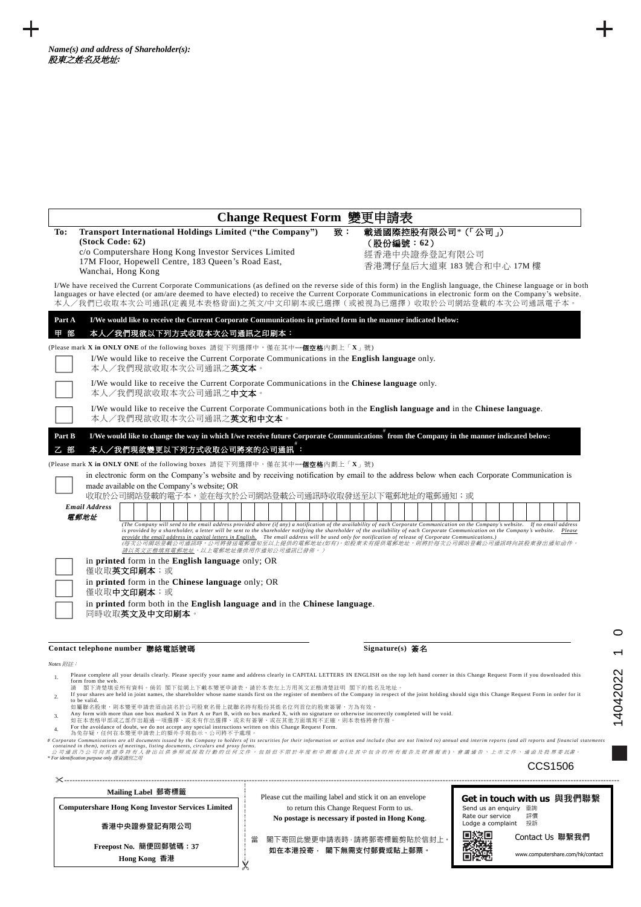*Name(s) and address of Shareholder(s):*
*股東之姓名及地址:*

# Change Request Form 變更申請表

**To:** **Transport International Holdings Limited ("the Company")**
**(Stock Code: 62)**
c/o Computershare Hong Kong Investor Services Limited
17M Floor, Hopewell Centre, 183 Queen's Road East,
Wanchai, Hong Kong

**致：** **載通國際控股有限公司***（「公司」）
**（股份編號：62）**
經香港中央證券登記有限公司
香港灣仔皇后大道東 183 號合和中心 17M 樓

I/We have received the Current Corporate Communications (as defined on the reverse side of this form) in the English language, the Chinese language or in both languages or have elected (or am/are deemed to have elected) to receive the Current Corporate Communications in electronic form on the Company's website.
本人／我們已收取本次公司通訊(定義見本表格背面)之英文/中文印刷本或已選擇（或被視為已選擇）收取於公司網站登載的本次公司通訊電子本。

## Part A I/We would like to receive the Current Corporate Communications in printed form in the manner indicated below:
## 甲 部 本人／我們現欲以下列方式收取本次公司通訊之印刷本：

(Please mark **X in ONLY ONE** of the following boxes 請從下列選擇中，僅在其中**一個空格**內劃上「**X**」號)

☐ I/We would like to receive the Current Corporate Communications in the **English language** only.
本人／我們現欲收取本次公司通訊之**英文本**。

☐ I/We would like to receive the Current Corporate Communications in the **Chinese language** only.
本人／我們現欲收取本次公司通訊之**中文本**。

☐ I/We would like to receive the Current Corporate Communications both in the **English language and** in the **Chinese language**.
本人／我們現欲收取本次公司通訊之**英文和中文本**。

## Part B I/We would like to change the way in which I/we receive future Corporate Communications# from the Company in the manner indicated below:
## 乙 部 本人／我們現欲變更以下列方式收取公司將來的公司通訊#：

(Please mark **X in ONLY ONE** of the following boxes 請從下列選擇中，僅在其中**一個空格**內劃上「**X**」號)

☐ in electronic form on the Company's website and by receiving notification by email to the address below when each Corporate Communication is made available on the Company's website; OR
收取於公司網站登載的電子本，並在每次於公司網站登載公司通訊時收取發送至以下電郵地址的電郵通知；或

***Email Address***
***電郵地址*** ______________________________

*(The Company will send to the email address provided above (if any) a notification of the availability of each Corporate Communication on the Company's website. If no email address is provided by a shareholder, a letter will be sent to the shareholder notifying the shareholder of the availability of each Corporate Communication on the Company's website. Please provide the email address in capital letters in English. The email address will be used only for notification of release of Corporate Communications.)*
*(每次公司網站登載公司通訊時，公司將發送電郵通知至以上提供的電郵地址(如有)。如股東未有提供電郵地址，則將於每次公司網站登載公司通訊時向該股東發出通知函件。請以英文正楷填寫電郵地址，以上電郵地址僅供用作通知公司通訊已發佈。)*

☐ in **printed** form in the **English language** only; OR
僅收取**英文印刷本**；或

☐ in **printed** form in the **Chinese language** only; OR
僅收取**中文印刷本**；或

☐ in **printed** form both in the **English language and** in the **Chinese language**.
同時收取**英文及中文印刷本**。

**Contact telephone number 聯絡電話號碼** ______________________

**Signature(s) 簽名** ______________________

*Notes 附註：*

1. Please complete all your details clearly. Please specify your name and address clearly in CAPITAL LETTERS IN ENGLISH on the top left hand corner in this Change Request Form if you downloaded this form from the web.
請 閣下清楚填妥所有資料。倘若 閣下從網上下載本變更申請表，請於本表左上方用英文正楷清楚註明 閣下的姓名及地址。
2. If your shares are held in joint names, the shareholder whose name stands first on the register of members of the Company in respect of the joint holding should sign this Change Request Form in order for it to be valid.
如屬聯名股東，則本變更申請表須由該名於公司股東名冊上就聯名持有股份其姓名位列首位的股東簽署，方為有效。
3. Any form with more than one box marked X in Part A or Part B, with no box marked X, with no signature or otherwise incorrectly completed will be void.
如在本表格甲部或乙部作出超過一項選擇、或未有作出選擇、或未有簽署、或在其他方面填寫不正確，則本表格將會作廢。
4. For the avoidance of doubt, we do not accept any special instructions written on this Change Request Form.
為免存疑，任何在本變更申請表上的額外手寫指示，公司將不予處理。

*# Corporate Communications are all documents issued by the Company to holders of its securities for their information or action and include (but are not limited to) annual and interim reports (and all reports and financial statements contained in them), notices of meetings, listing documents, circulars and proxy forms.*
*公司通訊乃公司向其證券持有人發出以供參照或採取行動的任何文件，包括但不限於年度和中期報告(及其中包含的所有報告及財務報表)、會議通告、上市文件、通函及投票委託書。*
*\* For identification purpose only 僅資識別之用*

CCS1506

14042022 1 0

---

**Mailing Label 郵寄標籤**

**Computershare Hong Kong Investor Services Limited**

**香港中央證券登記有限公司**

**Freepost No. 簡便回郵號碼：37**
**Hong Kong 香港**

Please cut the mailing label and stick it on an envelope to return this Change Request Form to us.
**No postage is necessary if posted in Hong Kong**.

當 閣下寄回此變更申請表時，請將郵寄標籤剪貼於信封上。
**如在本港投寄， 閣下無需支付郵費或貼上郵票。**

**Get in touch with us 與我們聯繫**
Send us an enquiry 查詢
Rate our service 評價
Lodge a complaint 投訴

Contact Us 聯繫我們

www.computershare.com/hk/contact